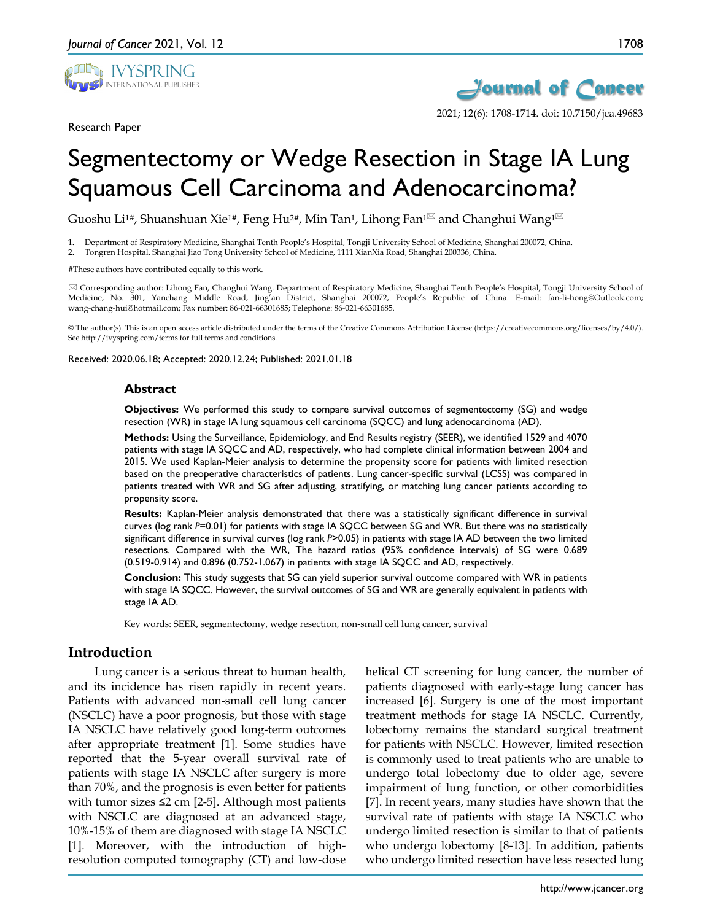Research Paper

# Segmentectomy or Wedge Resection in Stage IA Lung Squamous Cell Carcinoma and Adenocarcinoma?

Guoshu Li[1#], Shuanshuan Xie[1#], Feng Hu[2#], Min Tan[1], Lihong Fan[1] and Changhui Wang[1]

1. Department of Respiratory Medicine, Shanghai Tenth People's Hospital, Tongji University School of Medicine, Shanghai 200072, China.
2. Tongren Hospital, Shanghai Jiao Tong University School of Medicine, 1111 XianXia Road, Shanghai 200336, China.

#These authors have contributed equally to this work.

Corresponding author: Lihong Fan, Changhui Wang. Department of Respiratory Medicine, Shanghai Tenth People's Hospital, Tongji University School of Medicine, No. 301, Yanchang Middle Road, Jing'an District, Shanghai 200072, People's Republic of China. E-mail: fan-li-hong@Outlook.com; wang-chang-hui@hotmail.com; Fax number: 86-021-66301685; Telephone: 86-021-66301685.

© The author(s). This is an open access article distributed under the terms of the Creative Commons Attribution License (https://creativecommons.org/licenses/by/4.0/). See http://ivyspring.com/terms for full terms and conditions.

Received: 2020.06.18; Accepted: 2020.12.24; Published: 2021.01.18

## Abstract

**Objectives:** We performed this study to compare survival outcomes of segmentectomy (SG) and wedge resection (WR) in stage IA lung squamous cell carcinoma (SQCC) and lung adenocarcinoma (AD).

**Methods:** Using the Surveillance, Epidemiology, and End Results registry (SEER), we identified 1529 and 4070 patients with stage IA SQCC and AD, respectively, who had complete clinical information between 2004 and 2015. We used Kaplan-Meier analysis to determine the propensity score for patients with limited resection based on the preoperative characteristics of patients. Lung cancer-specific survival (LCSS) was compared in patients treated with WR and SG after adjusting, stratifying, or matching lung cancer patients according to propensity score.

**Results:** Kaplan-Meier analysis demonstrated that there was a statistically significant difference in survival curves (log rank $P$=0.01) for patients with stage IA SQCC between SG and WR. But there was no statistically significant difference in survival curves (log rank $P$>0.05) in patients with stage IA AD between the two limited resections. Compared with the WR, The hazard ratios (95% confidence intervals) of SG were 0.689 (0.519-0.914) and 0.896 (0.752-1.067) in patients with stage IA SQCC and AD, respectively.

**Conclusion:** This study suggests that SG can yield superior survival outcome compared with WR in patients with stage IA SQCC. However, the survival outcomes of SG and WR are generally equivalent in patients with stage IA AD.

Key words: SEER, segmentectomy, wedge resection, non-small cell lung cancer, survival

## Introduction

Lung cancer is a serious threat to human health, and its incidence has risen rapidly in recent years. Patients with advanced non-small cell lung cancer (NSCLC) have a poor prognosis, but those with stage IA NSCLC have relatively good long-term outcomes after appropriate treatment [1]. Some studies have reported that the 5-year overall survival rate of patients with stage IA NSCLC after surgery is more than 70%, and the prognosis is even better for patients with tumor sizes ≤2 cm [2-5]. Although most patients with NSCLC are diagnosed at an advanced stage, 10%-15% of them are diagnosed with stage IA NSCLC [1]. Moreover, with the introduction of high-resolution computed tomography (CT) and low-dose helical CT screening for lung cancer, the number of patients diagnosed with early-stage lung cancer has increased [6]. Surgery is one of the most important treatment methods for stage IA NSCLC. Currently, lobectomy remains the standard surgical treatment for patients with NSCLC. However, limited resection is commonly used to treat patients who are unable to undergo total lobectomy due to older age, severe impairment of lung function, or other comorbidities [7]. In recent years, many studies have shown that the survival rate of patients with stage IA NSCLC who undergo limited resection is similar to that of patients who undergo lobectomy [8-13]. In addition, patients who undergo limited resection have less resected lung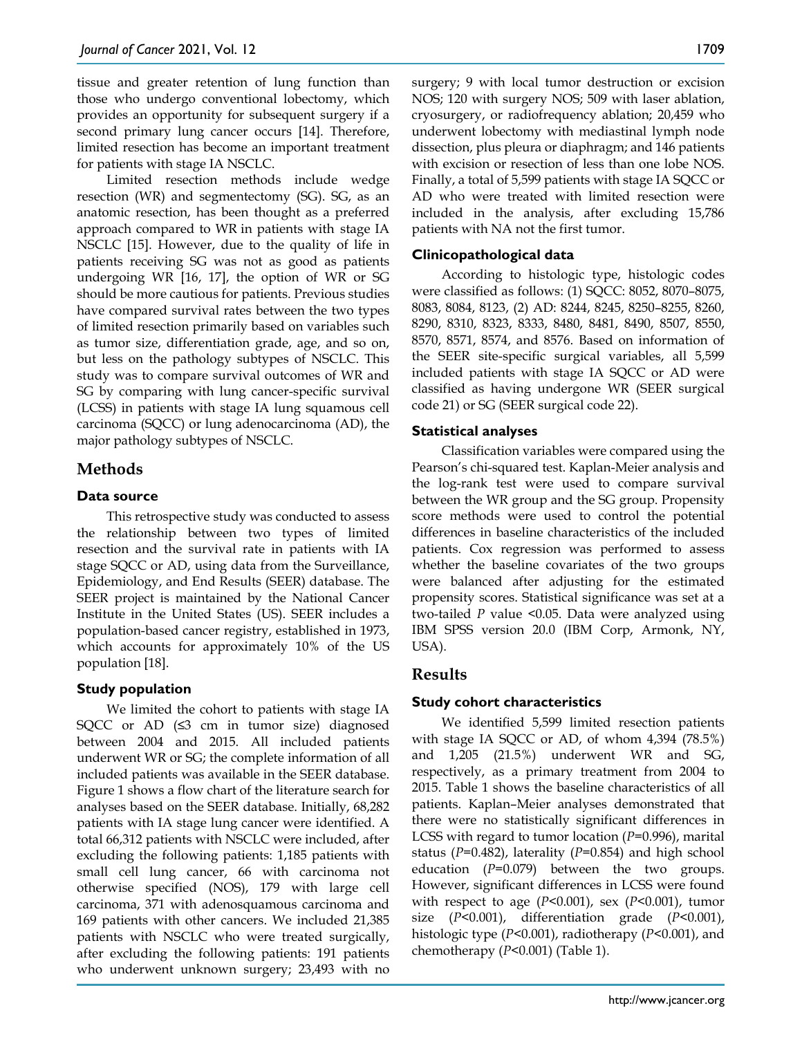tissue and greater retention of lung function than those who undergo conventional lobectomy, which provides an opportunity for subsequent surgery if a second primary lung cancer occurs [14]. Therefore, limited resection has become an important treatment for patients with stage IA NSCLC.

Limited resection methods include wedge resection (WR) and segmentectomy (SG). SG, as an anatomic resection, has been thought as a preferred approach compared to WR in patients with stage IA NSCLC [15]. However, due to the quality of life in patients receiving SG was not as good as patients undergoing WR [16, 17], the option of WR or SG should be more cautious for patients. Previous studies have compared survival rates between the two types of limited resection primarily based on variables such as tumor size, differentiation grade, age, and so on, but less on the pathology subtypes of NSCLC. This study was to compare survival outcomes of WR and SG by comparing with lung cancer-specific survival (LCSS) in patients with stage IA lung squamous cell carcinoma (SQCC) or lung adenocarcinoma (AD), the major pathology subtypes of NSCLC.

# Methods

## Data source

This retrospective study was conducted to assess the relationship between two types of limited resection and the survival rate in patients with IA stage SQCC or AD, using data from the Surveillance, Epidemiology, and End Results (SEER) database. The SEER project is maintained by the National Cancer Institute in the United States (US). SEER includes a population-based cancer registry, established in 1973, which accounts for approximately 10% of the US population [18].

## Study population

We limited the cohort to patients with stage IA SQCC or AD (≤3 cm in tumor size) diagnosed between 2004 and 2015. All included patients underwent WR or SG; the complete information of all included patients was available in the SEER database. Figure 1 shows a flow chart of the literature search for analyses based on the SEER database. Initially, 68,282 patients with IA stage lung cancer were identified. A total 66,312 patients with NSCLC were included, after excluding the following patients: 1,185 patients with small cell lung cancer, 66 with carcinoma not otherwise specified (NOS), 179 with large cell carcinoma, 371 with adenosquamous carcinoma and 169 patients with other cancers. We included 21,385 patients with NSCLC who were treated surgically, after excluding the following patients: 191 patients who underwent unknown surgery; 23,493 with no surgery; 9 with local tumor destruction or excision NOS; 120 with surgery NOS; 509 with laser ablation, cryosurgery, or radiofrequency ablation; 20,459 who underwent lobectomy with mediastinal lymph node dissection, plus pleura or diaphragm; and 146 patients with excision or resection of less than one lobe NOS. Finally, a total of 5,599 patients with stage IA SQCC or AD who were treated with limited resection were included in the analysis, after excluding 15,786 patients with NA not the first tumor.

## Clinicopathological data

According to histologic type, histologic codes were classified as follows: (1) SQCC: 8052, 8070–8075, 8083, 8084, 8123, (2) AD: 8244, 8245, 8250–8255, 8260, 8290, 8310, 8323, 8333, 8480, 8481, 8490, 8507, 8550, 8570, 8571, 8574, and 8576. Based on information of the SEER site-specific surgical variables, all 5,599 included patients with stage IA SQCC or AD were classified as having undergone WR (SEER surgical code 21) or SG (SEER surgical code 22).

## Statistical analyses

Classification variables were compared using the Pearson's chi-squared test. Kaplan-Meier analysis and the log-rank test were used to compare survival between the WR group and the SG group. Propensity score methods were used to control the potential differences in baseline characteristics of the included patients. Cox regression was performed to assess whether the baseline covariates of the two groups were balanced after adjusting for the estimated propensity scores. Statistical significance was set at a two-tailed *P* value <0.05. Data were analyzed using IBM SPSS version 20.0 (IBM Corp, Armonk, NY, USA).

# Results

## Study cohort characteristics

We identified 5,599 limited resection patients with stage IA SQCC or AD, of whom 4,394 (78.5%) and 1,205 (21.5%) underwent WR and SG, respectively, as a primary treatment from 2004 to 2015. Table 1 shows the baseline characteristics of all patients. Kaplan–Meier analyses demonstrated that there were no statistically significant differences in LCSS with regard to tumor location (*P*=0.996), marital status (*P*=0.482), laterality (*P*=0.854) and high school education (*P*=0.079) between the two groups. However, significant differences in LCSS were found with respect to age (*P*<0.001), sex (*P*<0.001), tumor size (*P*<0.001), differentiation grade (*P*<0.001), histologic type (*P*<0.001), radiotherapy (*P*<0.001), and chemotherapy (*P*<0.001) (Table 1).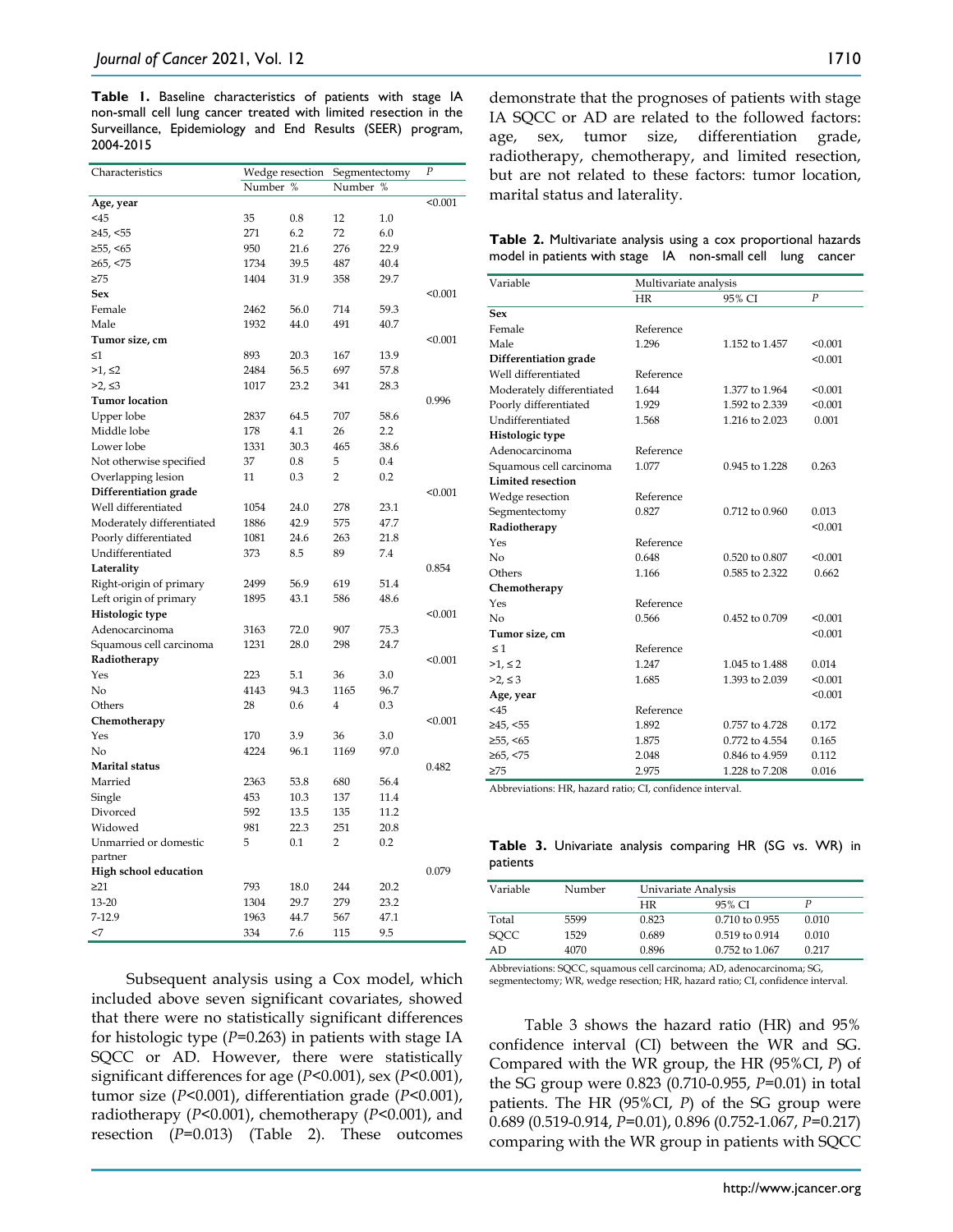**Table 1.** Baseline characteristics of patients with stage IA non-small cell lung cancer treated with limited resection in the Surveillance, Epidemiology and End Results (SEER) program, 2004-2015

| Characteristics | Wedge resection | | Segmentectomy | | *P* |
|---|---|---|---|---|---|
| | Number | % | Number | % | |
| **Age, year** | | | | | <0.001 |
| <45 | 35 | 0.8 | 12 | 1.0 | |
| ≥45, <55 | 271 | 6.2 | 72 | 6.0 | |
| ≥55, <65 | 950 | 21.6 | 276 | 22.9 | |
| ≥65, <75 | 1734 | 39.5 | 487 | 40.4 | |
| ≥75 | 1404 | 31.9 | 358 | 29.7 | |
| **Sex** | | | | | <0.001 |
| Female | 2462 | 56.0 | 714 | 59.3 | |
| Male | 1932 | 44.0 | 491 | 40.7 | |
| **Tumor size, cm** | | | | | <0.001 |
| ≤1 | 893 | 20.3 | 167 | 13.9 | |
| >1, ≤2 | 2484 | 56.5 | 697 | 57.8 | |
| >2, ≤3 | 1017 | 23.2 | 341 | 28.3 | |
| **Tumor location** | | | | | 0.996 |
| Upper lobe | 2837 | 64.5 | 707 | 58.6 | |
| Middle lobe | 178 | 4.1 | 26 | 2.2 | |
| Lower lobe | 1331 | 30.3 | 465 | 38.6 | |
| Not otherwise specified | 37 | 0.8 | 5 | 0.4 | |
| Overlapping lesion | 11 | 0.3 | 2 | 0.2 | |
| **Differentiation grade** | | | | | <0.001 |
| Well differentiated | 1054 | 24.0 | 278 | 23.1 | |
| Moderately differentiated | 1886 | 42.9 | 575 | 47.7 | |
| Poorly differentiated | 1081 | 24.6 | 263 | 21.8 | |
| Undifferentiated | 373 | 8.5 | 89 | 7.4 | |
| **Laterality** | | | | | 0.854 |
| Right-origin of primary | 2499 | 56.9 | 619 | 51.4 | |
| Left origin of primary | 1895 | 43.1 | 586 | 48.6 | |
| **Histologic type** | | | | | <0.001 |
| Adenocarcinoma | 3163 | 72.0 | 907 | 75.3 | |
| Squamous cell carcinoma | 1231 | 28.0 | 298 | 24.7 | |
| **Radiotherapy** | | | | | <0.001 |
| Yes | 223 | 5.1 | 36 | 3.0 | |
| No | 4143 | 94.3 | 1165 | 96.7 | |
| Others | 28 | 0.6 | 4 | 0.3 | |
| **Chemotherapy** | | | | | <0.001 |
| Yes | 170 | 3.9 | 36 | 3.0 | |
| No | 4224 | 96.1 | 1169 | 97.0 | |
| **Marital status** | | | | | 0.482 |
| Married | 2363 | 53.8 | 680 | 56.4 | |
| Single | 453 | 10.3 | 137 | 11.4 | |
| Divorced | 592 | 13.5 | 135 | 11.2 | |
| Widowed | 981 | 22.3 | 251 | 20.8 | |
| Unmarried or domestic partner | 5 | 0.1 | 2 | 0.2 | |
| **High school education** | | | | | 0.079 |
| ≥21 | 793 | 18.0 | 244 | 20.2 | |
| 13-20 | 1304 | 29.7 | 279 | 23.2 | |
| 7-12.9 | 1963 | 44.7 | 567 | 47.1 | |
| <7 | 334 | 7.6 | 115 | 9.5 | |

Subsequent analysis using a Cox model, which included above seven significant covariates, showed that there were no statistically significant differences for histologic type ($P$=0.263) in patients with stage IA SQCC or AD. However, there were statistically significant differences for age ($P$<0.001), sex ($P$<0.001), tumor size ($P$<0.001), differentiation grade ($P$<0.001), radiotherapy ($P$<0.001), chemotherapy ($P$<0.001), and resection ($P$=0.013) (Table 2). These outcomes demonstrate that the prognoses of patients with stage IA SQCC or AD are related to the followed factors: age, sex, tumor size, differentiation grade, radiotherapy, chemotherapy, and limited resection, but are not related to these factors: tumor location, marital status and laterality.

**Table 2.** Multivariate analysis using a cox proportional hazards model in patients with stage IA non-small cell lung cancer

| Variable | Multivariate analysis | | |
|---|---|---|---|
| | HR | 95% CI | *P* |
| **Sex** | | | |
| Female | Reference | | |
| Male | 1.296 | 1.152 to 1.457 | <0.001 |
| **Differentiation grade** | | | <0.001 |
| Well differentiated | Reference | | |
| Moderately differentiated | 1.644 | 1.377 to 1.964 | <0.001 |
| Poorly differentiated | 1.929 | 1.592 to 2.339 | <0.001 |
| Undifferentiated | 1.568 | 1.216 to 2.023 | 0.001 |
| **Histologic type** | | | |
| Adenocarcinoma | Reference | | |
| Squamous cell carcinoma | 1.077 | 0.945 to 1.228 | 0.263 |
| **Limited resection** | | | |
| Wedge resection | Reference | | |
| Segmentectomy | 0.827 | 0.712 to 0.960 | 0.013 |
| **Radiotherapy** | | | <0.001 |
| Yes | Reference | | |
| No | 0.648 | 0.520 to 0.807 | <0.001 |
| Others | 1.166 | 0.585 to 2.322 | 0.662 |
| **Chemotherapy** | | | |
| Yes | Reference | | |
| No | 0.566 | 0.452 to 0.709 | <0.001 |
| **Tumor size, cm** | | | <0.001 |
| ≤1 | Reference | | |
| >1, ≤2 | 1.247 | 1.045 to 1.488 | 0.014 |
| >2, ≤3 | 1.685 | 1.393 to 2.039 | <0.001 |
| **Age, year** | | | <0.001 |
| <45 | Reference | | |
| ≥45, <55 | 1.892 | 0.757 to 4.728 | 0.172 |
| ≥55, <65 | 1.875 | 0.772 to 4.554 | 0.165 |
| ≥65, <75 | 2.048 | 0.846 to 4.959 | 0.112 |
| ≥75 | 2.975 | 1.228 to 7.208 | 0.016 |

Abbreviations: HR, hazard ratio; CI, confidence interval.

**Table 3.** Univariate analysis comparing HR (SG vs. WR) in patients

| Variable | Number | Univariate Analysis | | |
|---|---|---|---|---|
| | | HR | 95% CI | *P* |
| Total | 5599 | 0.823 | 0.710 to 0.955 | 0.010 |
| SQCC | 1529 | 0.689 | 0.519 to 0.914 | 0.010 |
| AD | 4070 | 0.896 | 0.752 to 1.067 | 0.217 |

Abbreviations: SQCC, squamous cell carcinoma; AD, adenocarcinoma; SG, segmentectomy; WR, wedge resection; HR, hazard ratio; CI, confidence interval.

Table 3 shows the hazard ratio (HR) and 95% confidence interval (CI) between the WR and SG. Compared with the WR group, the HR (95%CI, $P$) of the SG group were 0.823 (0.710-0.955, $P$=0.01) in total patients. The HR (95%CI, $P$) of the SG group were 0.689 (0.519-0.914, $P$=0.01), 0.896 (0.752-1.067, $P$=0.217) comparing with the WR group in patients with SQCC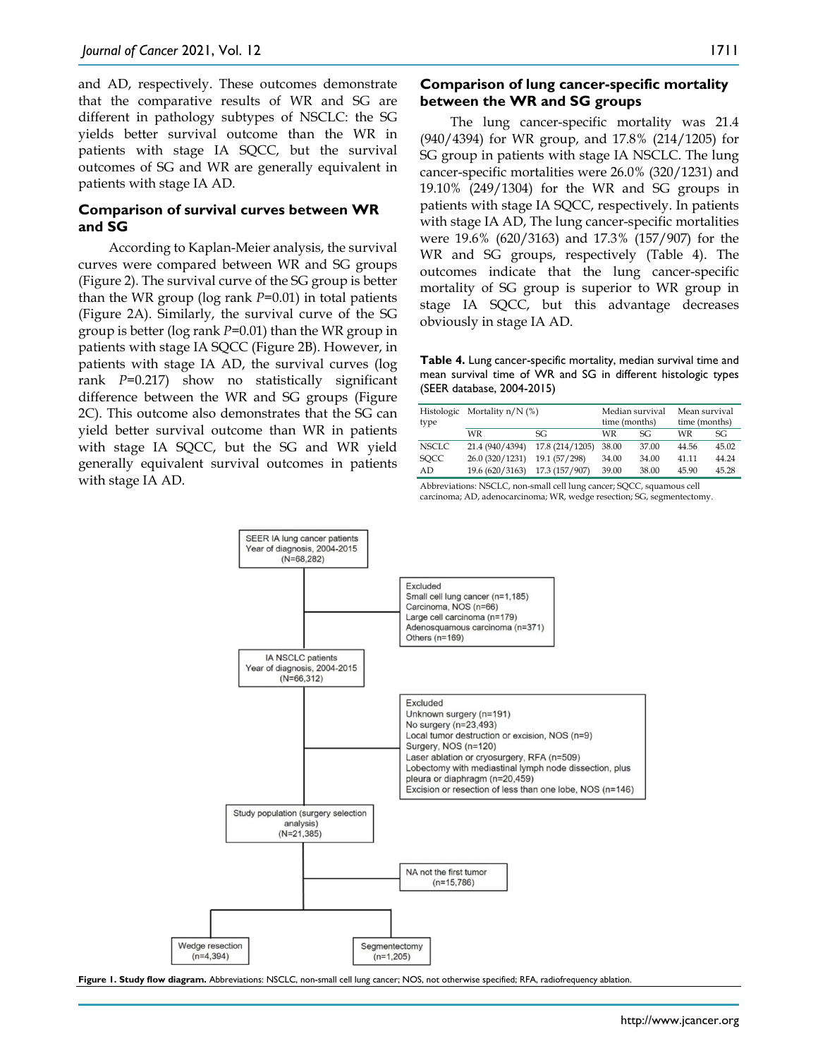and AD, respectively. These outcomes demonstrate that the comparative results of WR and SG are different in pathology subtypes of NSCLC: the SG yields better survival outcome than the WR in patients with stage IA SQCC, but the survival outcomes of SG and WR are generally equivalent in patients with stage IA AD.

### Comparison of survival curves between WR and SG

According to Kaplan-Meier analysis, the survival curves were compared between WR and SG groups (Figure 2). The survival curve of the SG group is better than the WR group (log rank *P*=0.01) in total patients (Figure 2A). Similarly, the survival curve of the SG group is better (log rank *P*=0.01) than the WR group in patients with stage IA SQCC (Figure 2B). However, in patients with stage IA AD, the survival curves (log rank *P*=0.217) show no statistically significant difference between the WR and SG groups (Figure 2C). This outcome also demonstrates that the SG can yield better survival outcome than WR in patients with stage IA SQCC, but the SG and WR yield generally equivalent survival outcomes in patients with stage IA AD.

### Comparison of lung cancer-specific mortality between the WR and SG groups

The lung cancer-specific mortality was 21.4 (940/4394) for WR group, and 17.8% (214/1205) for SG group in patients with stage IA NSCLC. The lung cancer-specific mortalities were 26.0% (320/1231) and 19.10% (249/1304) for the WR and SG groups in patients with stage IA SQCC, respectively. In patients with stage IA AD, The lung cancer-specific mortalities were 19.6% (620/3163) and 17.3% (157/907) for the WR and SG groups, respectively (Table 4). The outcomes indicate that the lung cancer-specific mortality of SG group is superior to WR group in stage IA SQCC, but this advantage decreases obviously in stage IA AD.

**Table 4.** Lung cancer-specific mortality, median survival time and mean survival time of WR and SG in different histologic types (SEER database, 2004-2015)

| Histologic type | Mortality n/N (%) | | Median survival time (months) | | Mean survival time (months) | |
|---|---|---|---|---|---|---|
| | WR | SG | WR | SG | WR | SG |
| NSCLC | 21.4 (940/4394) | 17.8 (214/1205) | 38.00 | 37.00 | 44.56 | 45.02 |
| SQCC | 26.0 (320/1231) | 19.1 (57/298) | 34.00 | 34.00 | 41.11 | 44.24 |
| AD | 19.6 (620/3163) | 17.3 (157/907) | 39.00 | 38.00 | 45.90 | 45.28 |

Abbreviations: NSCLC, non-small cell lung cancer; SQCC, squamous cell carcinoma; AD, adenocarcinoma; WR, wedge resection; SG, segmentectomy.

SEER IA lung cancer patients
Year of diagnosis, 2004-2015
(N=68,282)

Excluded
Small cell lung cancer (n=1,185)
Carcinoma, NOS (n=66)
Large cell carcinoma (n=179)
Adenosquamous carcinoma (n=371)
Others (n=169)

IA NSCLC patients
Year of diagnosis, 2004-2015
(N=66,312)

Excluded
Unknown surgery (n=191)
No surgery (n=23,493)
Local tumor destruction or excision, NOS (n=9)
Surgery, NOS (n=120)
Laser ablation or cryosurgery, RFA (n=509)
Lobectomy with mediastinal lymph node dissection, plus pleura or diaphragm (n=20,459)
Excision or resection of less than one lobe, NOS (n=146)

Study population (surgery selection analysis)
(N=21,385)

NA not the first tumor
(n=15,786)

Wedge resection
(n=4,394)

Segmentectomy
(n=1,205)

**Figure 1. Study flow diagram.** Abbreviations: NSCLC, non-small cell lung cancer; NOS, not otherwise specified; RFA, radiofrequency ablation.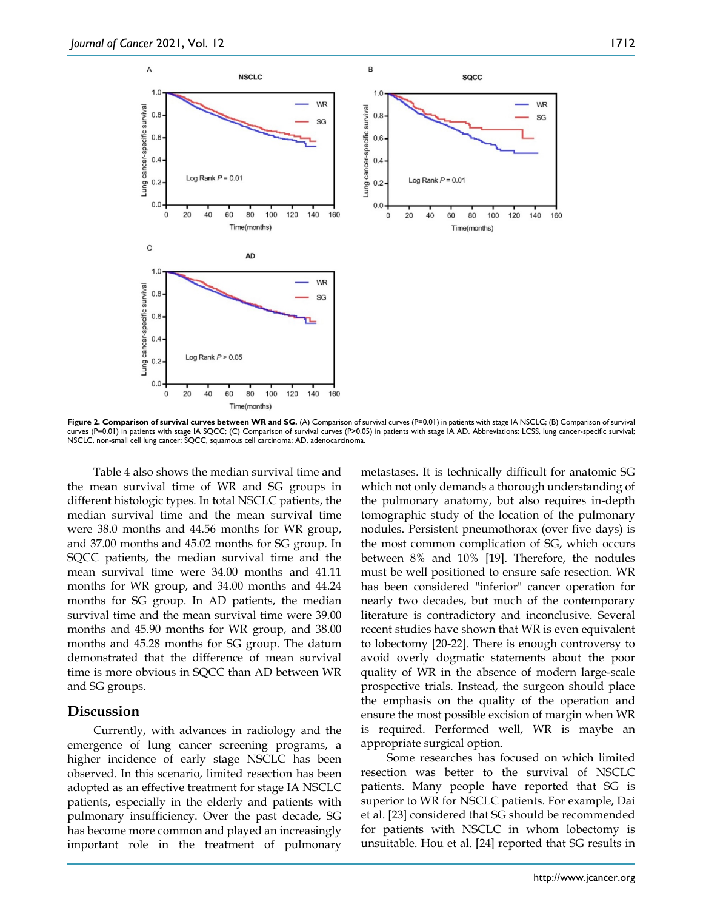**Figure 2. Comparison of survival curves between WR and SG.** (A) Comparison of survival curves (P=0.01) in patients with stage IA NSCLC; (B) Comparison of survival curves (P=0.01) in patients with stage IA SQCC; (C) Comparison of survival curves (P>0.05) in patients with stage IA AD. Abbreviations: LCSS, lung cancer-specific survival; NSCLC, non-small cell lung cancer; SQCC, squamous cell carcinoma; AD, adenocarcinoma.

Table 4 also shows the median survival time and the mean survival time of WR and SG groups in different histologic types. In total NSCLC patients, the median survival time and the mean survival time were 38.0 months and 44.56 months for WR group, and 37.00 months and 45.02 months for SG group. In SQCC patients, the median survival time and the mean survival time were 34.00 months and 41.11 months for WR group, and 34.00 months and 44.24 months for SG group. In AD patients, the median survival time and the mean survival time were 39.00 months and 45.90 months for WR group, and 38.00 months and 45.28 months for SG group. The datum demonstrated that the difference of mean survival time is more obvious in SQCC than AD between WR and SG groups.

## Discussion

Currently, with advances in radiology and the emergence of lung cancer screening programs, a higher incidence of early stage NSCLC has been observed. In this scenario, limited resection has been adopted as an effective treatment for stage IA NSCLC patients, especially in the elderly and patients with pulmonary insufficiency. Over the past decade, SG has become more common and played an increasingly important role in the treatment of pulmonary metastases. It is technically difficult for anatomic SG which not only demands a thorough understanding of the pulmonary anatomy, but also requires in-depth tomographic study of the location of the pulmonary nodules. Persistent pneumothorax (over five days) is the most common complication of SG, which occurs between 8% and 10% [19]. Therefore, the nodules must be well positioned to ensure safe resection. WR has been considered "inferior" cancer operation for nearly two decades, but much of the contemporary literature is contradictory and inconclusive. Several recent studies have shown that WR is even equivalent to lobectomy [20-22]. There is enough controversy to avoid overly dogmatic statements about the poor quality of WR in the absence of modern large-scale prospective trials. Instead, the surgeon should place the emphasis on the quality of the operation and ensure the most possible excision of margin when WR is required. Performed well, WR is maybe an appropriate surgical option.

Some researches has focused on which limited resection was better to the survival of NSCLC patients. Many people have reported that SG is superior to WR for NSCLC patients. For example, Dai et al. [23] considered that SG should be recommended for patients with NSCLC in whom lobectomy is unsuitable. Hou et al. [24] reported that SG results in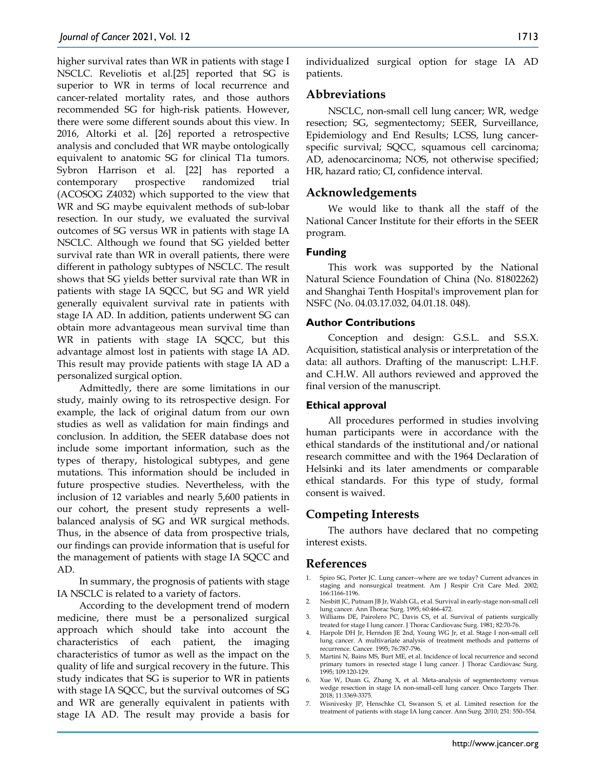higher survival rates than WR in patients with stage I NSCLC. Reveliotis et al.[25] reported that SG is superior to WR in terms of local recurrence and cancer-related mortality rates, and those authors recommended SG for high-risk patients. However, there were some different sounds about this view. In 2016, Altorki et al. [26] reported a retrospective analysis and concluded that WR maybe ontologically equivalent to anatomic SG for clinical T1a tumors. Sybron Harrison et al. [22] has reported a contemporary prospective randomized trial (ACOSOG Z4032) which supported to the view that WR and SG maybe equivalent methods of sub-lobar resection. In our study, we evaluated the survival outcomes of SG versus WR in patients with stage IA NSCLC. Although we found that SG yielded better survival rate than WR in overall patients, there were different in pathology subtypes of NSCLC. The result shows that SG yields better survival rate than WR in patients with stage IA SQCC, but SG and WR yield generally equivalent survival rate in patients with stage IA AD. In addition, patients underwent SG can obtain more advantageous mean survival time than WR in patients with stage IA SQCC, but this advantage almost lost in patients with stage IA AD. This result may provide patients with stage IA AD a personalized surgical option.

Admittedly, there are some limitations in our study, mainly owing to its retrospective design. For example, the lack of original datum from our own studies as well as validation for main findings and conclusion. In addition, the SEER database does not include some important information, such as the types of therapy, histological subtypes, and gene mutations. This information should be included in future prospective studies. Nevertheless, with the inclusion of 12 variables and nearly 5,600 patients in our cohort, the present study represents a well-balanced analysis of SG and WR surgical methods. Thus, in the absence of data from prospective trials, our findings can provide information that is useful for the management of patients with stage IA SQCC and AD.

In summary, the prognosis of patients with stage IA NSCLC is related to a variety of factors.

According to the development trend of modern medicine, there must be a personalized surgical approach which should take into account the characteristics of each patient, the imaging characteristics of tumor as well as the impact on the quality of life and surgical recovery in the future. This study indicates that SG is superior to WR in patients with stage IA SQCC, but the survival outcomes of SG and WR are generally equivalent in patients with stage IA AD. The result may provide a basis for individualized surgical option for stage IA AD patients.

## Abbreviations

NSCLC, non-small cell lung cancer; WR, wedge resection; SG, segmentectomy; SEER, Surveillance, Epidemiology and End Results; LCSS, lung cancer-specific survival; SQCC, squamous cell carcinoma; AD, adenocarcinoma; NOS, not otherwise specified; HR, hazard ratio; CI, confidence interval.

## Acknowledgements

We would like to thank all the staff of the National Cancer Institute for their efforts in the SEER program.

### Funding

This work was supported by the National Natural Science Foundation of China (No. 81802262) and Shanghai Tenth Hospital's improvement plan for NSFC (No. 04.03.17.032, 04.01.18. 048).

### Author Contributions

Conception and design: G.S.L. and S.S.X. Acquisition, statistical analysis or interpretation of the data: all authors. Drafting of the manuscript: L.H.F. and C.H.W. All authors reviewed and approved the final version of the manuscript.

### Ethical approval

All procedures performed in studies involving human participants were in accordance with the ethical standards of the institutional and/or national research committee and with the 1964 Declaration of Helsinki and its later amendments or comparable ethical standards. For this type of study, formal consent is waived.

## Competing Interests

The authors have declared that no competing interest exists.

## References

1. Spiro SG, Porter JC. Lung cancer--where are we today? Current advances in staging and nonsurgical treatment. Am J Respir Crit Care Med. 2002; 166:1166-1196.
2. Nesbitt JC, Putnam JB Jr, Walsh GL, et al. Survival in early-stage non-small cell lung cancer. Ann Thorac Surg. 1995; 60:466-472.
3. Williams DE, Pairolero PC, Davis CS, et al. Survival of patients surgically treated for stage I lung cancer. J Thorac Cardiovasc Surg. 1981; 82:70-76.
4. Harpole DH Jr, Herndon JE 2nd, Young WG Jr, et al. Stage I non-small cell lung cancer. A multivariate analysis of treatment methods and patterns of recurrence. Cancer. 1995; 76:787-796.
5. Martini N, Bains MS, Burt ME, et al. Incidence of local recurrence and second primary tumors in resected stage I lung cancer. J Thorac Cardiovasc Surg. 1995; 109:120-129.
6. Xue W, Duan G, Zhang X, et al. Meta-analysis of segmentectomy versus wedge resection in stage IA non-small-cell lung cancer. Onco Targets Ther. 2018; 11:3369-3375.
7. Wisnivesky JP, Henschke CI, Swanson S, et al. Limited resection for the treatment of patients with stage IA lung cancer. Ann Surg. 2010; 251: 550–554.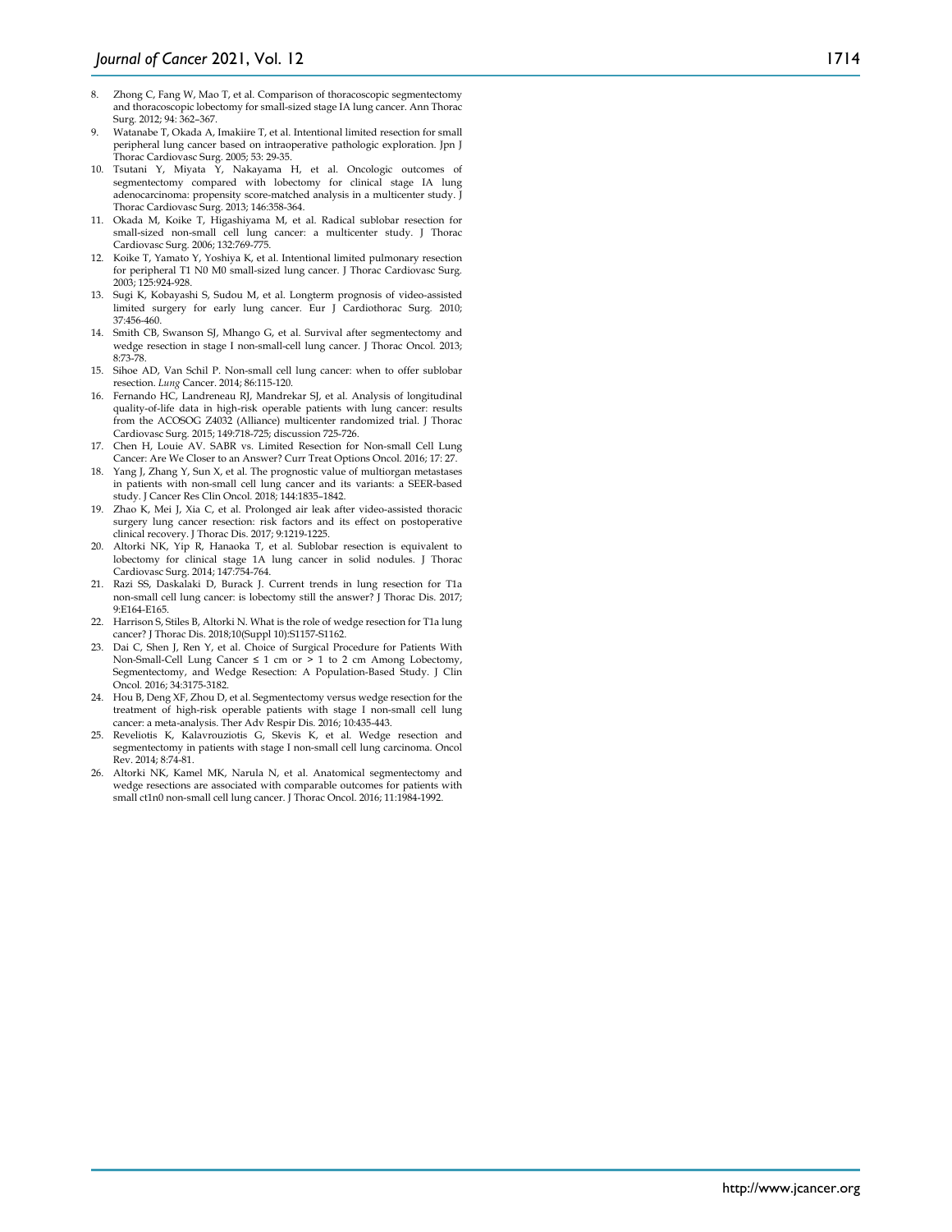8. Zhong C, Fang W, Mao T, et al. Comparison of thoracoscopic segmentectomy and thoracoscopic lobectomy for small-sized stage IA lung cancer. Ann Thorac Surg. 2012; 94: 362–367.
9. Watanabe T, Okada A, Imakiire T, et al. Intentional limited resection for small peripheral lung cancer based on intraoperative pathologic exploration. Jpn J Thorac Cardiovasc Surg. 2005; 53: 29-35.
10. Tsutani Y, Miyata Y, Nakayama H, et al. Oncologic outcomes of segmentectomy compared with lobectomy for clinical stage IA lung adenocarcinoma: propensity score-matched analysis in a multicenter study. J Thorac Cardiovasc Surg. 2013; 146:358-364.
11. Okada M, Koike T, Higashiyama M, et al. Radical sublobar resection for small-sized non-small cell lung cancer: a multicenter study. J Thorac Cardiovasc Surg. 2006; 132:769-775.
12. Koike T, Yamato Y, Yoshiya K, et al. Intentional limited pulmonary resection for peripheral T1 N0 M0 small-sized lung cancer. J Thorac Cardiovasc Surg. 2003; 125:924-928.
13. Sugi K, Kobayashi S, Sudou M, et al. Longterm prognosis of video-assisted limited surgery for early lung cancer. Eur J Cardiothorac Surg. 2010; 37:456-460.
14. Smith CB, Swanson SJ, Mhango G, et al. Survival after segmentectomy and wedge resection in stage I non-small-cell lung cancer. J Thorac Oncol. 2013; 8:73-78.
15. Sihoe AD, Van Schil P. Non-small cell lung cancer: when to offer sublobar resection. *Lung* Cancer. 2014; 86:115-120.
16. Fernando HC, Landreneau RJ, Mandrekar SJ, et al. Analysis of longitudinal quality-of-life data in high-risk operable patients with lung cancer: results from the ACOSOG Z4032 (Alliance) multicenter randomized trial. J Thorac Cardiovasc Surg. 2015; 149:718-725; discussion 725-726.
17. Chen H, Louie AV. SABR vs. Limited Resection for Non-small Cell Lung Cancer: Are We Closer to an Answer? Curr Treat Options Oncol. 2016; 17: 27.
18. Yang J, Zhang Y, Sun X, et al. The prognostic value of multiorgan metastases in patients with non-small cell lung cancer and its variants: a SEER-based study. J Cancer Res Clin Oncol. 2018; 144:1835–1842.
19. Zhao K, Mei J, Xia C, et al. Prolonged air leak after video-assisted thoracic surgery lung cancer resection: risk factors and its effect on postoperative clinical recovery. J Thorac Dis. 2017; 9:1219-1225.
20. Altorki NK, Yip R, Hanaoka T, et al. Sublobar resection is equivalent to lobectomy for clinical stage 1A lung cancer in solid nodules. J Thorac Cardiovasc Surg. 2014; 147:754-764.
21. Razi SS, Daskalaki D, Burack J. Current trends in lung resection for T1a non-small cell lung cancer: is lobectomy still the answer? J Thorac Dis. 2017; 9:E164-E165.
22. Harrison S, Stiles B, Altorki N. What is the role of wedge resection for T1a lung cancer? J Thorac Dis. 2018;10(Suppl 10):S1157-S1162.
23. Dai C, Shen J, Ren Y, et al. Choice of Surgical Procedure for Patients With Non-Small-Cell Lung Cancer ≤ 1 cm or > 1 to 2 cm Among Lobectomy, Segmentectomy, and Wedge Resection: A Population-Based Study. J Clin Oncol. 2016; 34:3175-3182.
24. Hou B, Deng XF, Zhou D, et al. Segmentectomy versus wedge resection for the treatment of high-risk operable patients with stage I non-small cell lung cancer: a meta-analysis. Ther Adv Respir Dis. 2016; 10:435-443.
25. Reveliotis K, Kalavrouziotis G, Skevis K, et al. Wedge resection and segmentectomy in patients with stage I non-small cell lung carcinoma. Oncol Rev. 2014; 8:74-81.
26. Altorki NK, Kamel MK, Narula N, et al. Anatomical segmentectomy and wedge resections are associated with comparable outcomes for patients with small cT1N0 non-small cell lung cancer. J Thorac Oncol. 2016; 11:1984-1992.